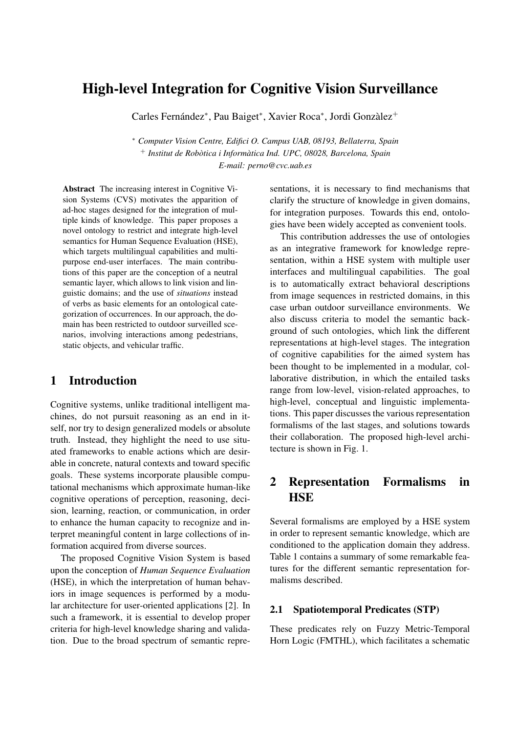# High-level Integration for Cognitive Vision Surveillance

Carles Fernández*, Pau Baiget*, Xavier Roca*, Jordi Gonzàlez+

* *Computer Vision Centre, Edifici O. Campus UAB, 08193, Bellaterra, Spain*
+ *Institut de Robòtica i Informàtica Ind. UPC, 08028, Barcelona, Spain*
*E-mail: perno@cvc.uab.es*

**Abstract** The increasing interest in Cognitive Vision Systems (CVS) motivates the apparition of ad-hoc stages designed for the integration of multiple kinds of knowledge. This paper proposes a novel ontology to restrict and integrate high-level semantics for Human Sequence Evaluation (HSE), which targets multilingual capabilities and multipurpose end-user interfaces. The main contributions of this paper are the conception of a neutral semantic layer, which allows to link vision and linguistic domains; and the use of *situations* instead of verbs as basic elements for an ontological categorization of occurrences. In our approach, the domain has been restricted to outdoor surveilled scenarios, involving interactions among pedestrians, static objects, and vehicular traffic.

## 1 Introduction

Cognitive systems, unlike traditional intelligent machines, do not pursuit reasoning as an end in itself, nor try to design generalized models or absolute truth. Instead, they highlight the need to use situated frameworks to enable actions which are desirable in concrete, natural contexts and toward specific goals. These systems incorporate plausible computational mechanisms which approximate human-like cognitive operations of perception, reasoning, decision, learning, reaction, or communication, in order to enhance the human capacity to recognize and interpret meaningful content in large collections of information acquired from diverse sources.

The proposed Cognitive Vision System is based upon the conception of *Human Sequence Evaluation* (HSE), in which the interpretation of human behaviors in image sequences is performed by a modular architecture for user-oriented applications [2]. In such a framework, it is essential to develop proper criteria for high-level knowledge sharing and validation. Due to the broad spectrum of semantic representations, it is necessary to find mechanisms that clarify the structure of knowledge in given domains, for integration purposes. Towards this end, ontologies have been widely accepted as convenient tools.

This contribution addresses the use of ontologies as an integrative framework for knowledge representation, within a HSE system with multiple user interfaces and multilingual capabilities. The goal is to automatically extract behavioral descriptions from image sequences in restricted domains, in this case urban outdoor surveillance environments. We also discuss criteria to model the semantic background of such ontologies, which link the different representations at high-level stages. The integration of cognitive capabilities for the aimed system has been thought to be implemented in a modular, collaborative distribution, in which the entailed tasks range from low-level, vision-related approaches, to high-level, conceptual and linguistic implementations. This paper discusses the various representation formalisms of the last stages, and solutions towards their collaboration. The proposed high-level architecture is shown in Fig. 1.

## 2 Representation Formalisms in HSE

Several formalisms are employed by a HSE system in order to represent semantic knowledge, which are conditioned to the application domain they address. Table 1 contains a summary of some remarkable features for the different semantic representation formalisms described.

### 2.1 Spatiotemporal Predicates (STP)

These predicates rely on Fuzzy Metric-Temporal Horn Logic (FMTHL), which facilitates a schematic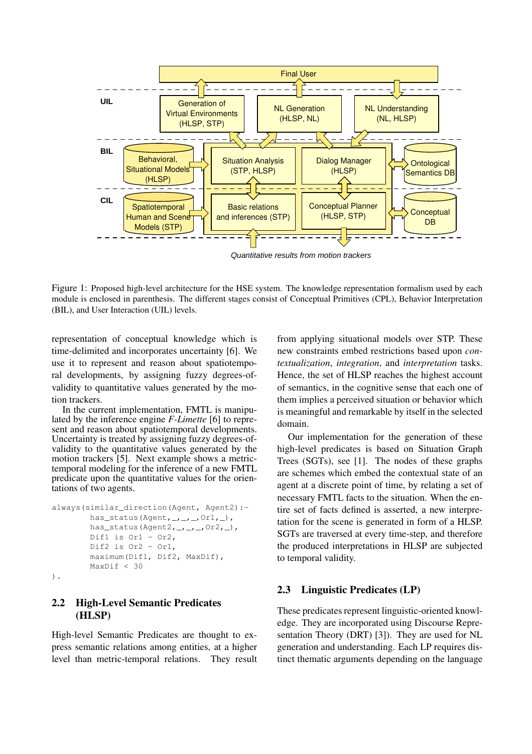Figure 1: Proposed high-level architecture for the HSE system. The knowledge representation formalism used by each module is enclosed in parenthesis. The different stages consist of Conceptual Primitives (CPL), Behavior Interpretation (BIL), and User Interaction (UIL) levels.

representation of conceptual knowledge which is time-delimited and incorporates uncertainty [6]. We use it to represent and reason about spatiotemporal developments, by assigning fuzzy degrees-of-validity to quantitative values generated by the motion trackers.

In the current implementation, FMTL is manipulated by the inference engine *F-Limette* [6] to represent and reason about spatiotemporal developments. Uncertainty is treated by assigning fuzzy degrees-of-validity to the quantitative values generated by the motion trackers [5]. Next example shows a metric-temporal modeling for the inference of a new FMTL predicate upon the quantitative values for the orientations of two agents.

```
always(similar_direction(Agent, Agent2):-
        has_status(Agent,_,_,_,Or1,_),
        has_status(Agent2,_,_,_,Or2,_),
        Dif1 is Or1 - Or2,
        Dif2 is Or2 - Or1,
        maximum(Dif1, Dif2, MaxDif),
        MaxDif < 30
).
```

## 2.2 High-Level Semantic Predicates (HLSP)

High-level Semantic Predicates are thought to express semantic relations among entities, at a higher level than metric-temporal relations. They result from applying situational models over STP. These new constraints embed restrictions based upon *contextualization*, *integration*, and *interpretation* tasks. Hence, the set of HLSP reaches the highest account of semantics, in the cognitive sense that each one of them implies a perceived situation or behavior which is meaningful and remarkable by itself in the selected domain.

Our implementation for the generation of these high-level predicates is based on Situation Graph Trees (SGTs), see [1]. The nodes of these graphs are schemes which embed the contextual state of an agent at a discrete point of time, by relating a set of necessary FMTL facts to the situation. When the entire set of facts defined is asserted, a new interpretation for the scene is generated in form of a HLSP. SGTs are traversed at every time-step, and therefore the produced interpretations in HLSP are subjected to temporal validity.

## 2.3 Linguistic Predicates (LP)

These predicates represent linguistic-oriented knowledge. They are incorporated using Discourse Representation Theory (DRT) [3]). They are used for NL generation and understanding. Each LP requires distinct thematic arguments depending on the language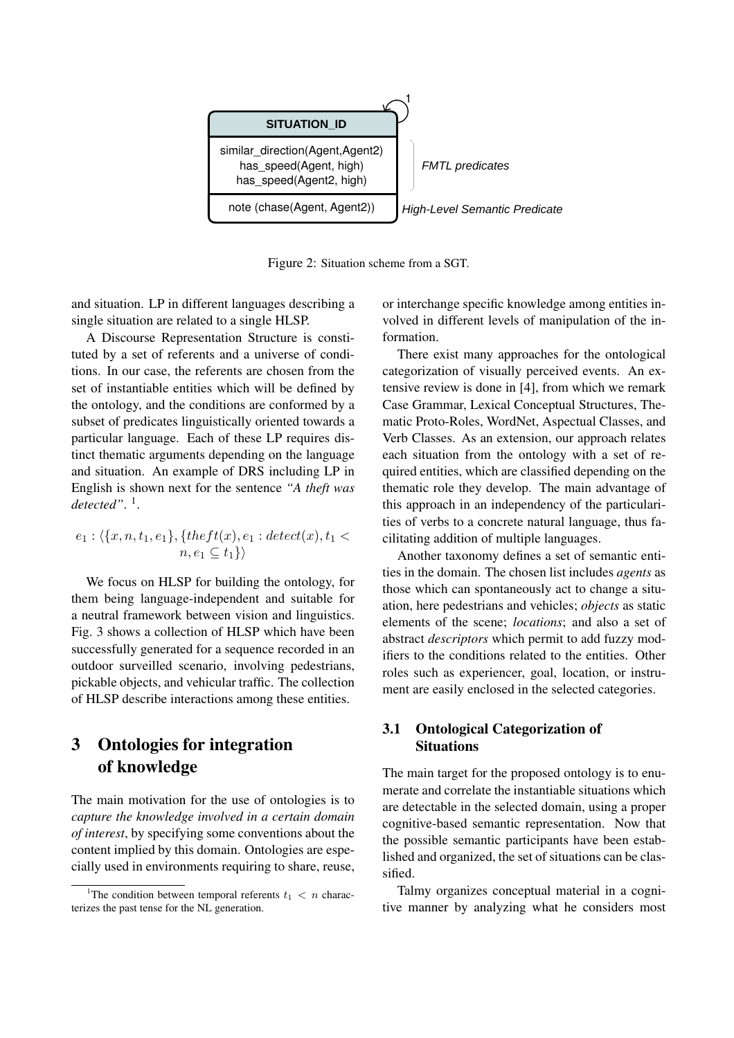| SITUATION_ID | |
|---|---|
| similar_direction(Agent,Agent2) has_speed(Agent, high) has_speed(Agent2, high) | *FMTL predicates* |
| note (chase(Agent, Agent2)) | *High-Level Semantic Predicate* |

Figure 2: Situation scheme from a SGT.

and situation. LP in different languages describing a single situation are related to a single HLSP.

A Discourse Representation Structure is constituted by a set of referents and a universe of conditions. In our case, the referents are chosen from the set of instantiable entities which will be defined by the ontology, and the conditions are conformed by a subset of predicates linguistically oriented towards a particular language. Each of these LP requires distinct thematic arguments depending on the language and situation. An example of DRS including LP in English is shown next for the sentence *"A theft was detected"*. [1].

$$e_1 : \langle \{x, n, t_1, e_1\}, \{theft(x), e_1 : detect(x), t_1 < n, e_1 \subseteq t_1\} \rangle$$

We focus on HLSP for building the ontology, for them being language-independent and suitable for a neutral framework between vision and linguistics. Fig. 3 shows a collection of HLSP which have been successfully generated for a sequence recorded in an outdoor surveilled scenario, involving pedestrians, pickable objects, and vehicular traffic. The collection of HLSP describe interactions among these entities.

## 3 Ontologies for integration of knowledge

The main motivation for the use of ontologies is to *capture the knowledge involved in a certain domain of interest*, by specifying some conventions about the content implied by this domain. Ontologies are especially used in environments requiring to share, reuse, or interchange specific knowledge among entities involved in different levels of manipulation of the information.

There exist many approaches for the ontological categorization of visually perceived events. An extensive review is done in [4], from which we remark Case Grammar, Lexical Conceptual Structures, Thematic Proto-Roles, WordNet, Aspectual Classes, and Verb Classes. As an extension, our approach relates each situation from the ontology with a set of required entities, which are classified depending on the thematic role they develop. The main advantage of this approach in an independency of the particularities of verbs to a concrete natural language, thus facilitating addition of multiple languages.

Another taxonomy defines a set of semantic entities in the domain. The chosen list includes *agents* as those which can spontaneously act to change a situation, here pedestrians and vehicles; *objects* as static elements of the scene; *locations*; and also a set of abstract *descriptors* which permit to add fuzzy modifiers to the conditions related to the entities. Other roles such as experiencer, goal, location, or instrument are easily enclosed in the selected categories.

### 3.1 Ontological Categorization of Situations

The main target for the proposed ontology is to enumerate and correlate the instantiable situations which are detectable in the selected domain, using a proper cognitive-based semantic representation. Now that the possible semantic participants have been established and organized, the set of situations can be classified.

Talmy organizes conceptual material in a cognitive manner by analyzing what he considers most

[1]The condition between temporal referents $t_1 < n$ characterizes the past tense for the NL generation.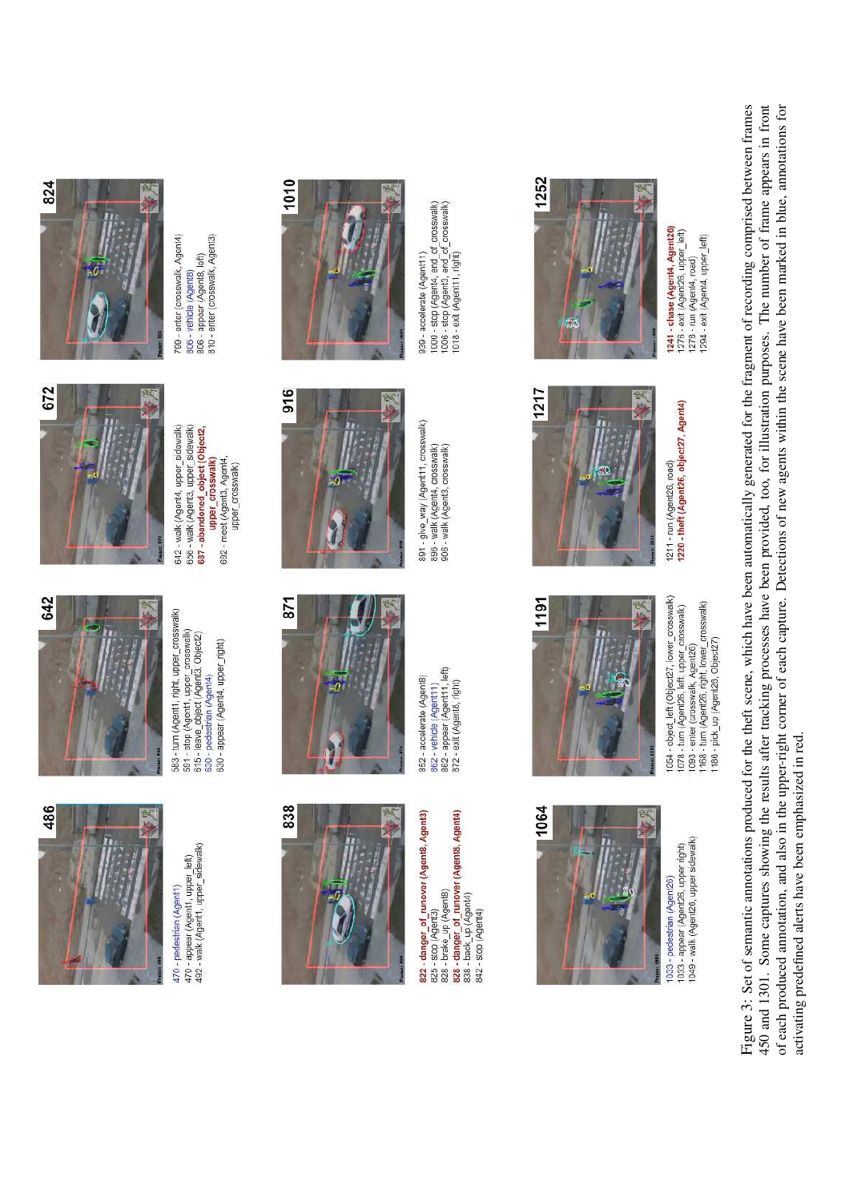| 486 | 642 | 672 | 824 |
|---|---|---|---|
| 470 - pedestrian (Agent1)<br>470 - appear (Agent1, upper_left)<br>492 - walk (Agent1, upper_sidewalk) | 583 - turn (Agent1, right, upper_crosswalk)<br>591 - stop (Agent1, upper_crosswalk)<br>615 - leave_object (Agent3, Object2)<br>630 - pedestrian (Agent4)<br>630 - appear (Agent4, upper_right) | 642 - walk (Agent4, upper_sidewalk)<br>656 - walk (Agent3, upper_sidewalk)<br>**687 - abandoned_object (Object2, upper_crosswalk)**<br>692 - meet (Agent3, Agent4, upper_crosswalk) | 799 - enter (crosswalk, Agent4)<br>806 - vehicle (Agent8)<br>806 - appear (Agent8, left)<br>810 - enter (crosswalk, Agent3) |

| 838 | 871 | 916 | 1010 |
|---|---|---|---|
| **822 - danger_of_runover (Agent8, Agent3)**<br>825 - stop (Agent3)<br>828 - brake_up (Agent8)<br>**828 - danger_of_runover (Agent8, Agent4)**<br>838 - back_up (Agent4)<br>842 - stop (Agent4) | 852 - accelerate (Agent8)<br>862 - vehicle (Agent11)<br>862 - appear (Agent11, left)<br>872 - exit (Agent8, right) | 891 - give_way (Agent11, crosswalk)<br>896 - walk (Agent4, crosswalk)<br>908 - walk (Agent3, crosswalk) | 939 - accelerate (Agent11)<br>1000 - stop (Agent4, end_of_crosswalk)<br>1006 - stop (Agent3, end_of_crosswalk)<br>1018 - exit (Agent11, right) |

| 1064 | 1191 | 1217 | 1252 |
|---|---|---|---|
| 1033 - pedestrian (Agent26)<br>1033 - appear (Agent26, upper right)<br>1049 - walk (Agent26, upper sidewalk) | 1054 - object_left (Object27, lower_crosswalk)<br>1078 - turn (Agent26, left, upper_crosswalk)<br>1093 - enter (crosswalk, Agent26)<br>1168 - turn (Agent26, right, lower_crosswalk)<br>1180 - pick_up (Agent26, Object27) | 1211 - run (Agent26, road)<br>**1220 - theft (Agent26, object27, Agent4)** | **1241 - chase (Agent4, Agent26)**<br>1278 - exit (Agent26, upper_left)<br>1278 - run (Agent4, road)<br>1294 - exit (Agent4, upper_left) |

Figure 3: Set of semantic annotations produced for the theft scene, which have been automatically generated for the fragment of recording comprised between frames 450 and 1301. Some captures showing the results after tracking processes have been provided, too, for illustration purposes. The number of frame appears in front of each produced annotation, and also in the upper-right corner of each capture. Detections of new agents within the scene have been marked in blue, annotations for activating predefined alerts have been emphasized in red.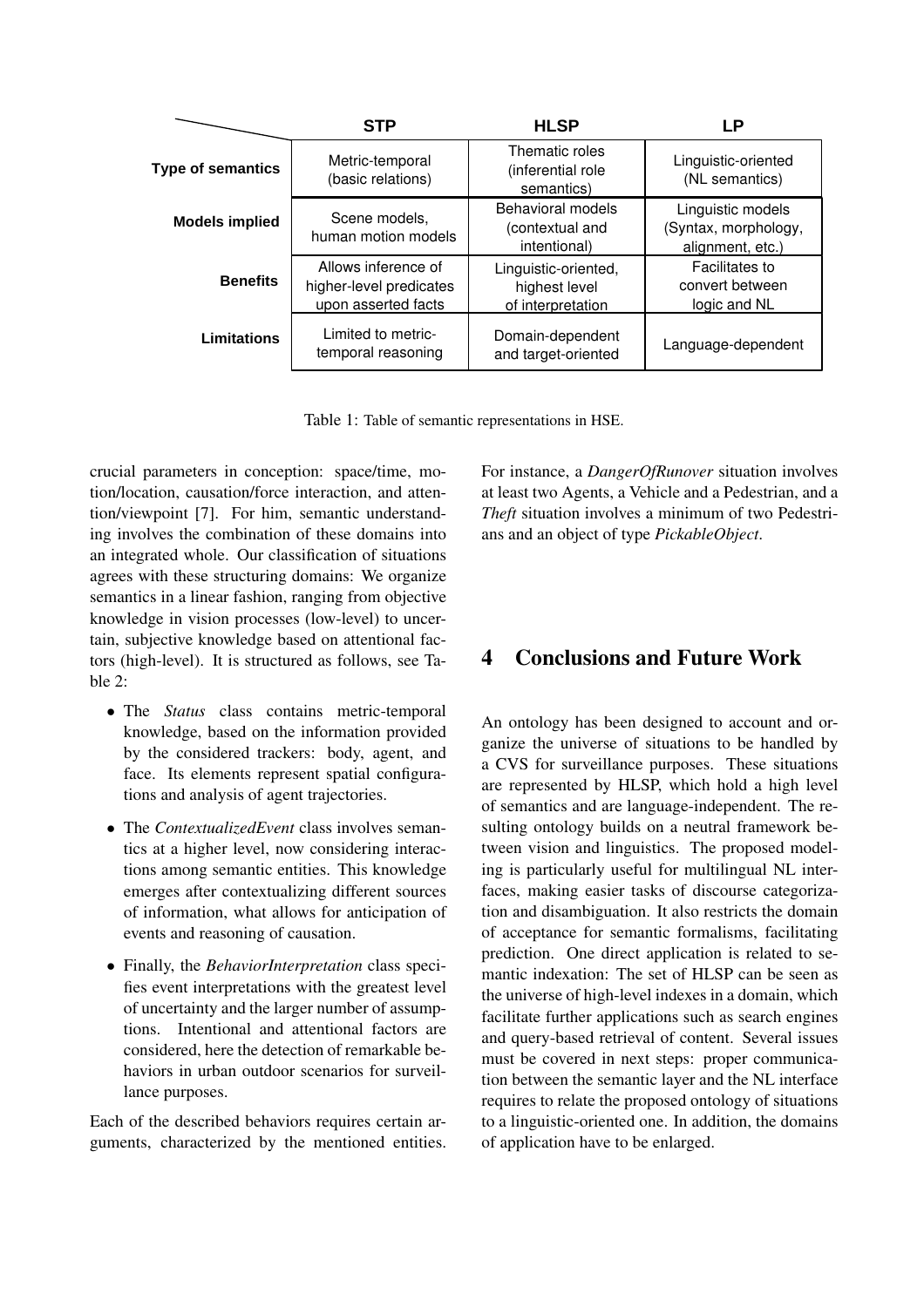| | STP | HLSP | LP |
|---|---|---|---|
| **Type of semantics** | Metric-temporal (basic relations) | Thematic roles (inferential role semantics) | Linguistic-oriented (NL semantics) |
| **Models implied** | Scene models, human motion models | Behavioral models (contextual and intentional) | Linguistic models (Syntax, morphology, alignment, etc.) |
| **Benefits** | Allows inference of higher-level predicates upon asserted facts | Linguistic-oriented, highest level of interpretation | Facilitates to convert between logic and NL |
| **Limitations** | Limited to metric-temporal reasoning | Domain-dependent and target-oriented | Language-dependent |

Table 1: Table of semantic representations in HSE.

crucial parameters in conception: space/time, motion/location, causation/force interaction, and attention/viewpoint [7]. For him, semantic understanding involves the combination of these domains into an integrated whole. Our classification of situations agrees with these structuring domains: We organize semantics in a linear fashion, ranging from objective knowledge in vision processes (low-level) to uncertain, subjective knowledge based on attentional factors (high-level). It is structured as follows, see Table 2:

- The *Status* class contains metric-temporal knowledge, based on the information provided by the considered trackers: body, agent, and face. Its elements represent spatial configurations and analysis of agent trajectories.
- The *ContextualizedEvent* class involves semantics at a higher level, now considering interactions among semantic entities. This knowledge emerges after contextualizing different sources of information, what allows for anticipation of events and reasoning of causation.
- Finally, the *BehaviorInterpretation* class specifies event interpretations with the greatest level of uncertainty and the larger number of assumptions. Intentional and attentional factors are considered, here the detection of remarkable behaviors in urban outdoor scenarios for surveillance purposes.

Each of the described behaviors requires certain arguments, characterized by the mentioned entities. For instance, a *DangerOfRunover* situation involves at least two Agents, a Vehicle and a Pedestrian, and a *Theft* situation involves a minimum of two Pedestrians and an object of type *PickableObject*.

## 4 Conclusions and Future Work

An ontology has been designed to account and organize the universe of situations to be handled by a CVS for surveillance purposes. These situations are represented by HLSP, which hold a high level of semantics and are language-independent. The resulting ontology builds on a neutral framework between vision and linguistics. The proposed modeling is particularly useful for multilingual NL interfaces, making easier tasks of discourse categorization and disambiguation. It also restricts the domain of acceptance for semantic formalisms, facilitating prediction. One direct application is related to semantic indexation: The set of HLSP can be seen as the universe of high-level indexes in a domain, which facilitate further applications such as search engines and query-based retrieval of content. Several issues must be covered in next steps: proper communication between the semantic layer and the NL interface requires to relate the proposed ontology of situations to a linguistic-oriented one. In addition, the domains of application have to be enlarged.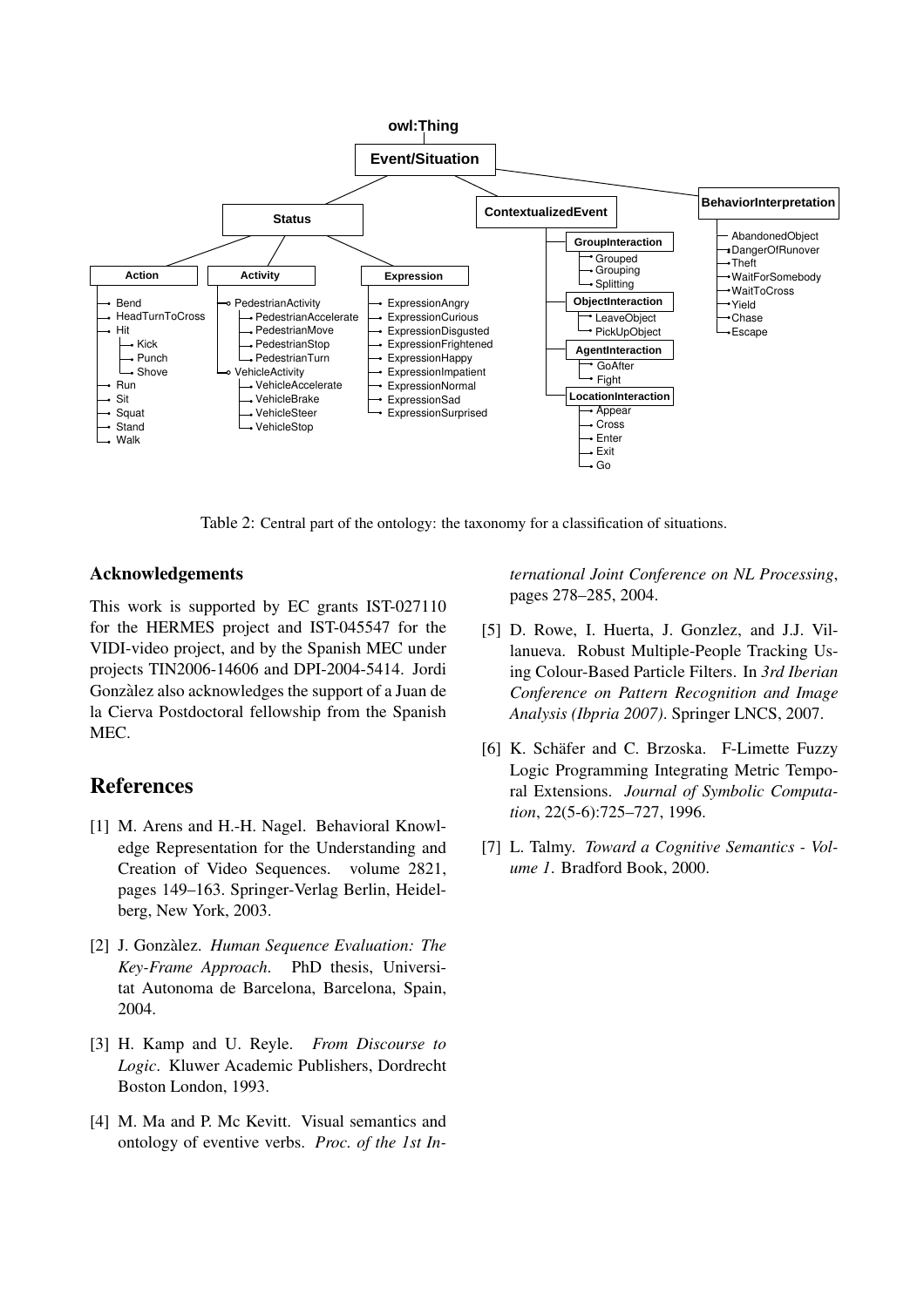owl:Thing

Event/Situation

Status

ContextualizedEvent

BehaviorInterpretation

Action

Bend
HeadTurnToCross
Hit
Kick
Punch
Shove
Run
Sit
Squat
Stand
Walk

Activity

PedestrianActivity
PedestrianAccelerate
PedestrianMove
PedestrianStop
PedestrianTurn
VehicleActivity
VehicleAccelerate
VehicleBrake
VehicleSteer
VehicleStop

Expression

ExpressionAngry
ExpressionCurious
ExpressionDisgusted
ExpressionFrightened
ExpressionHappy
ExpressionImpatient
ExpressionNormal
ExpressionSad
ExpressionSurprised

GroupInteraction

Grouped
Grouping
Splitting

ObjectInteraction

LeaveObject
PickUpObject

AgentInteraction

GoAfter
Fight

LocationInteraction

Appear
Cross
Enter
Exit
Go

AbandonedObject
DangerOfRunover
Theft
WaitForSomebody
WaitToCross
Yield
Chase
Escape

Table 2: Central part of the ontology: the taxonomy for a classification of situations.

## Acknowledgements

This work is supported by EC grants IST-027110 for the HERMES project and IST-045547 for the VIDI-video project, and by the Spanish MEC under projects TIN2006-14606 and DPI-2004-5414. Jordi Gonzàlez also acknowledges the support of a Juan de la Cierva Postdoctoral fellowship from the Spanish MEC.

## References

[1] M. Arens and H.-H. Nagel. Behavioral Knowledge Representation for the Understanding and Creation of Video Sequences. volume 2821, pages 149–163. Springer-Verlag Berlin, Heidelberg, New York, 2003.

[2] J. Gonzàlez. *Human Sequence Evaluation: The Key-Frame Approach*. PhD thesis, Universitat Autonoma de Barcelona, Barcelona, Spain, 2004.

[3] H. Kamp and U. Reyle. *From Discourse to Logic*. Kluwer Academic Publishers, Dordrecht Boston London, 1993.

[4] M. Ma and P. Mc Kevitt. Visual semantics and ontology of eventive verbs. *Proc. of the 1st International Joint Conference on NL Processing*, pages 278–285, 2004.

[5] D. Rowe, I. Huerta, J. Gonzlez, and J.J. Villanueva. Robust Multiple-People Tracking Using Colour-Based Particle Filters. In *3rd Iberian Conference on Pattern Recognition and Image Analysis (Ibpria 2007)*. Springer LNCS, 2007.

[6] K. Schäfer and C. Brzoska. F-Limette Fuzzy Logic Programming Integrating Metric Temporal Extensions. *Journal of Symbolic Computation*, 22(5-6):725–727, 1996.

[7] L. Talmy. *Toward a Cognitive Semantics - Volume 1*. Bradford Book, 2000.